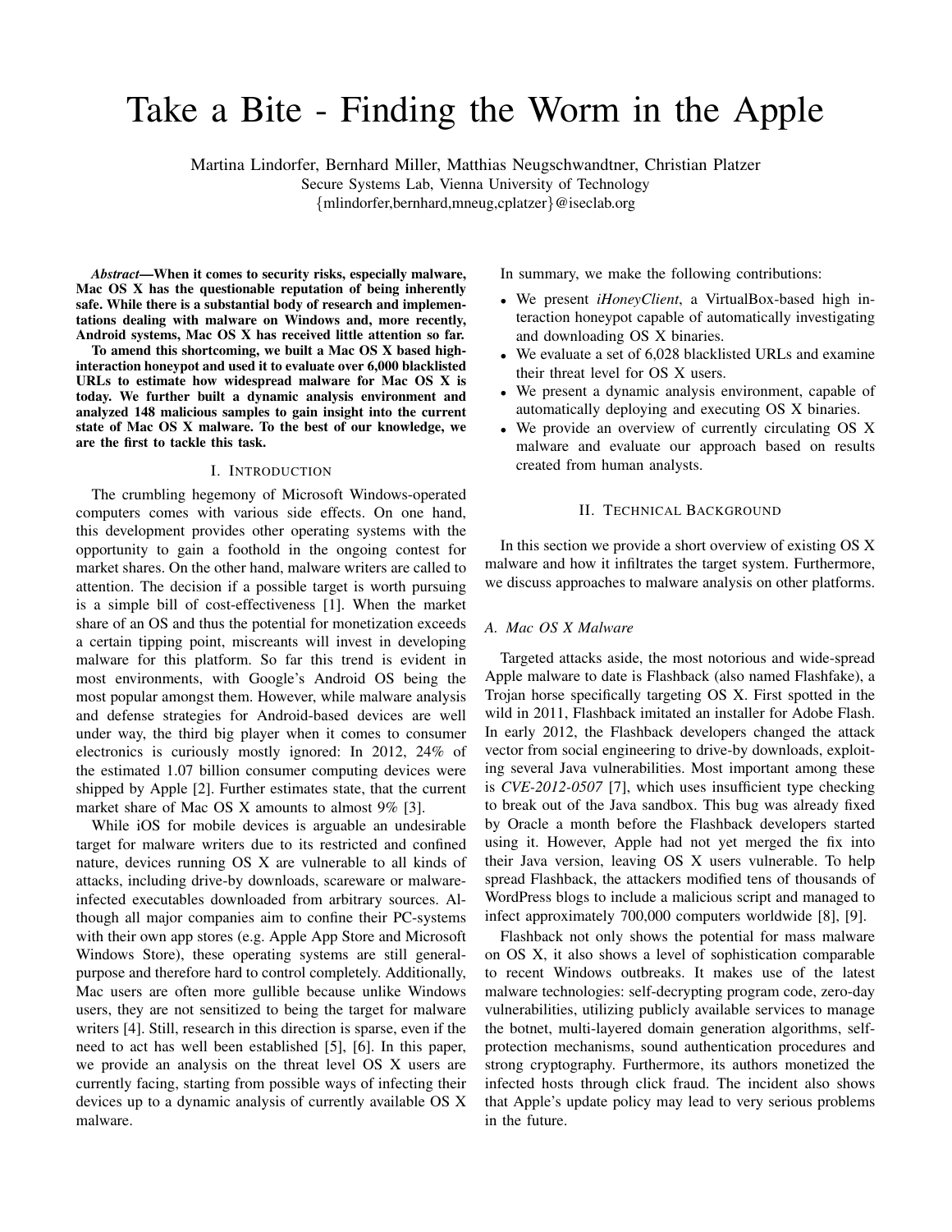# Take a Bite - Finding the Worm in the Apple

Martina Lindorfer, Bernhard Miller, Matthias Neugschwandtner, Christian Platzer
Secure Systems Lab, Vienna University of Technology
{mlindorfer,bernhard,mneug,cplatzer}@iseclab.org

***Abstract*—When it comes to security risks, especially malware, Mac OS X has the questionable reputation of being inherently safe. While there is a substantial body of research and implementations dealing with malware on Windows and, more recently, Android systems, Mac OS X has received little attention so far.**

**To amend this shortcoming, we built a Mac OS X based high-interaction honeypot and used it to evaluate over 6,000 blacklisted URLs to estimate how widespread malware for Mac OS X is today. We further built a dynamic analysis environment and analyzed 148 malicious samples to gain insight into the current state of Mac OS X malware. To the best of our knowledge, we are the first to tackle this task.**

## I. Introduction

The crumbling hegemony of Microsoft Windows-operated computers comes with various side effects. On one hand, this development provides other operating systems with the opportunity to gain a foothold in the ongoing contest for market shares. On the other hand, malware writers are called to attention. The decision if a possible target is worth pursuing is a simple bill of cost-effectiveness [1]. When the market share of an OS and thus the potential for monetization exceeds a certain tipping point, miscreants will invest in developing malware for this platform. So far this trend is evident in most environments, with Google's Android OS being the most popular amongst them. However, while malware analysis and defense strategies for Android-based devices are well under way, the third big player when it comes to consumer electronics is curiously mostly ignored: In 2012, 24% of the estimated 1.07 billion consumer computing devices were shipped by Apple [2]. Further estimates state, that the current market share of Mac OS X amounts to almost 9% [3].

While iOS for mobile devices is arguable an undesirable target for malware writers due to its restricted and confined nature, devices running OS X are vulnerable to all kinds of attacks, including drive-by downloads, scareware or malware-infected executables downloaded from arbitrary sources. Although all major companies aim to confine their PC-systems with their own app stores (e.g. Apple App Store and Microsoft Windows Store), these operating systems are still general-purpose and therefore hard to control completely. Additionally, Mac users are often more gullible because unlike Windows users, they are not sensitized to being the target for malware writers [4]. Still, research in this direction is sparse, even if the need to act has well been established [5], [6]. In this paper, we provide an analysis on the threat level OS X users are currently facing, starting from possible ways of infecting their devices up to a dynamic analysis of currently available OS X malware.

In summary, we make the following contributions:

- We present *iHoneyClient*, a VirtualBox-based high interaction honeypot capable of automatically investigating and downloading OS X binaries.
- We evaluate a set of 6,028 blacklisted URLs and examine their threat level for OS X users.
- We present a dynamic analysis environment, capable of automatically deploying and executing OS X binaries.
- We provide an overview of currently circulating OS X malware and evaluate our approach based on results created from human analysts.

## II. Technical Background

In this section we provide a short overview of existing OS X malware and how it infiltrates the target system. Furthermore, we discuss approaches to malware analysis on other platforms.

### A. Mac OS X Malware

Targeted attacks aside, the most notorious and wide-spread Apple malware to date is Flashback (also named Flashfake), a Trojan horse specifically targeting OS X. First spotted in the wild in 2011, Flashback imitated an installer for Adobe Flash. In early 2012, the Flashback developers changed the attack vector from social engineering to drive-by downloads, exploiting several Java vulnerabilities. Most important among these is *CVE-2012-0507* [7], which uses insufficient type checking to break out of the Java sandbox. This bug was already fixed by Oracle a month before the Flashback developers started using it. However, Apple had not yet merged the fix into their Java version, leaving OS X users vulnerable. To help spread Flashback, the attackers modified tens of thousands of WordPress blogs to include a malicious script and managed to infect approximately 700,000 computers worldwide [8], [9].

Flashback not only shows the potential for mass malware on OS X, it also shows a level of sophistication comparable to recent Windows outbreaks. It makes use of the latest malware technologies: self-decrypting program code, zero-day vulnerabilities, utilizing publicly available services to manage the botnet, multi-layered domain generation algorithms, self-protection mechanisms, sound authentication procedures and strong cryptography. Furthermore, its authors monetized the infected hosts through click fraud. The incident also shows that Apple's update policy may lead to very serious problems in the future.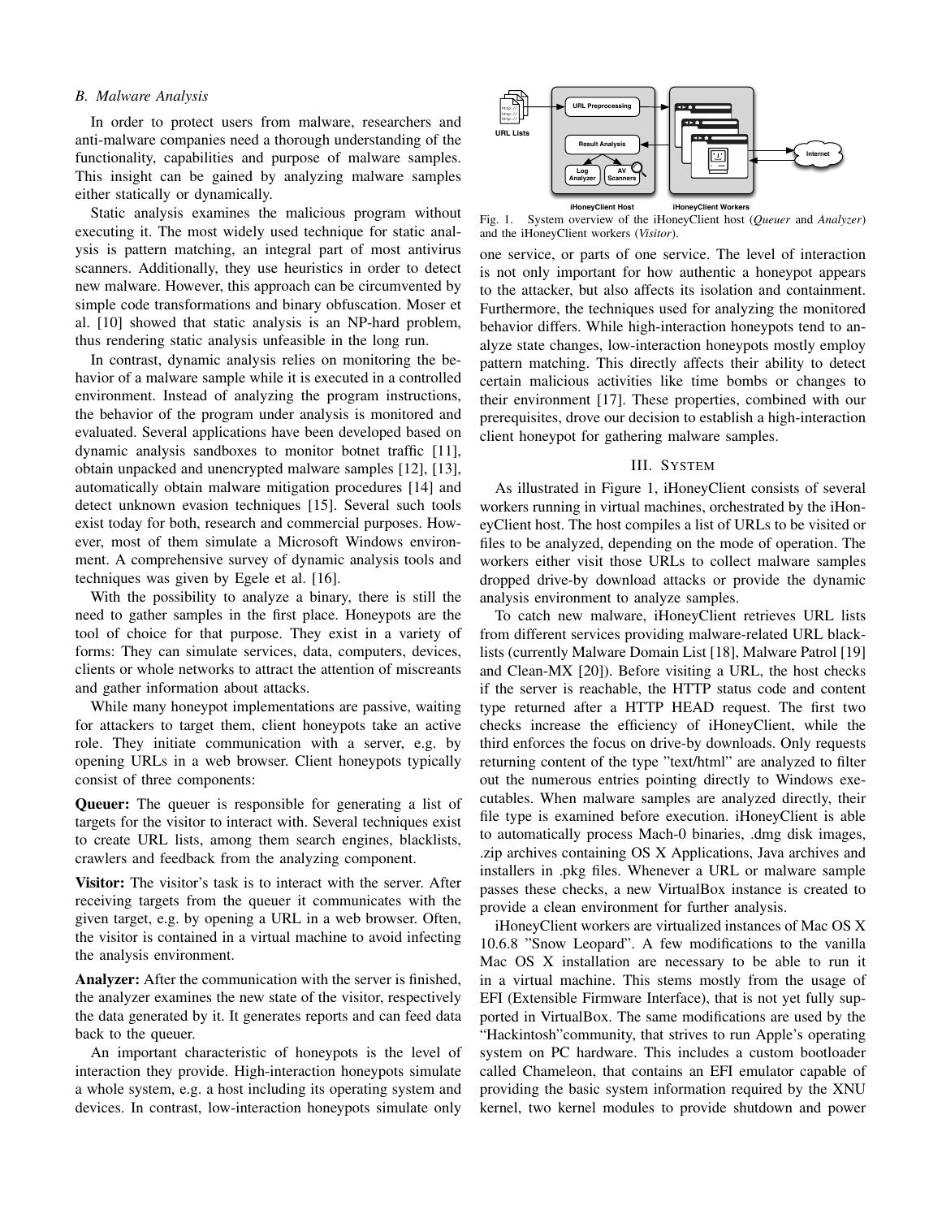### B. Malware Analysis

In order to protect users from malware, researchers and anti-malware companies need a thorough understanding of the functionality, capabilities and purpose of malware samples. This insight can be gained by analyzing malware samples either statically or dynamically.

Static analysis examines the malicious program without executing it. The most widely used technique for static analysis is pattern matching, an integral part of most antivirus scanners. Additionally, they use heuristics in order to detect new malware. However, this approach can be circumvented by simple code transformations and binary obfuscation. Moser et al. [10] showed that static analysis is an NP-hard problem, thus rendering static analysis unfeasible in the long run.

In contrast, dynamic analysis relies on monitoring the behavior of a malware sample while it is executed in a controlled environment. Instead of analyzing the program instructions, the behavior of the program under analysis is monitored and evaluated. Several applications have been developed based on dynamic analysis sandboxes to monitor botnet traffic [11], obtain unpacked and unencrypted malware samples [12], [13], automatically obtain malware mitigation procedures [14] and detect unknown evasion techniques [15]. Several such tools exist today for both, research and commercial purposes. However, most of them simulate a Microsoft Windows environment. A comprehensive survey of dynamic analysis tools and techniques was given by Egele et al. [16].

With the possibility to analyze a binary, there is still the need to gather samples in the first place. Honeypots are the tool of choice for that purpose. They exist in a variety of forms: They can simulate services, data, computers, devices, clients or whole networks to attract the attention of miscreants and gather information about attacks.

While many honeypot implementations are passive, waiting for attackers to target them, client honeypots take an active role. They initiate communication with a server, e.g. by opening URLs in a web browser. Client honeypots typically consist of three components:

**Queuer:** The queuer is responsible for generating a list of targets for the visitor to interact with. Several techniques exist to create URL lists, among them search engines, blacklists, crawlers and feedback from the analyzing component.

**Visitor:** The visitor's task is to interact with the server. After receiving targets from the queuer it communicates with the given target, e.g. by opening a URL in a web browser. Often, the visitor is contained in a virtual machine to avoid infecting the analysis environment.

**Analyzer:** After the communication with the server is finished, the analyzer examines the new state of the visitor, respectively the data generated by it. It generates reports and can feed data back to the queuer.

An important characteristic of honeypots is the level of interaction they provide. High-interaction honeypots simulate a whole system, e.g. a host including its operating system and devices. In contrast, low-interaction honeypots simulate only one service, or parts of one service. The level of interaction is not only important for how authentic a honeypot appears to the attacker, but also affects its isolation and containment. Furthermore, the techniques used for analyzing the monitored behavior differs. While high-interaction honeypots tend to analyze state changes, low-interaction honeypots mostly employ pattern matching. This directly affects their ability to detect certain malicious activities like time bombs or changes to their environment [17]. These properties, combined with our prerequisites, drove our decision to establish a high-interaction client honeypot for gathering malware samples.

URL Lists

URL Preprocessing

Result Analysis

Log Analyzer

AV Scanners

Internet

iHoneyClient Host

iHoneyClient Workers

Fig. 1. System overview of the iHoneyClient host (*Queuer* and *Analyzer*) and the iHoneyClient workers (*Visitor*).

## III. System

As illustrated in Figure 1, iHoneyClient consists of several workers running in virtual machines, orchestrated by the iHoneyClient host. The host compiles a list of URLs to be visited or files to be analyzed, depending on the mode of operation. The workers either visit those URLs to collect malware samples dropped drive-by download attacks or provide the dynamic analysis environment to analyze samples.

To catch new malware, iHoneyClient retrieves URL lists from different services providing malware-related URL blacklists (currently Malware Domain List [18], Malware Patrol [19] and Clean-MX [20]). Before visiting a URL, the host checks if the server is reachable, the HTTP status code and content type returned after a HTTP HEAD request. The first two checks increase the efficiency of iHoneyClient, while the third enforces the focus on drive-by downloads. Only requests returning content of the type "text/html" are analyzed to filter out the numerous entries pointing directly to Windows executables. When malware samples are analyzed directly, their file type is examined before execution. iHoneyClient is able to automatically process Mach-0 binaries, .dmg disk images, .zip archives containing OS X Applications, Java archives and installers in .pkg files. Whenever a URL or malware sample passes these checks, a new VirtualBox instance is created to provide a clean environment for further analysis.

iHoneyClient workers are virtualized instances of Mac OS X 10.6.8 "Snow Leopard". A few modifications to the vanilla Mac OS X installation are necessary to be able to run it in a virtual machine. This stems mostly from the usage of EFI (Extensible Firmware Interface), that is not yet fully supported in VirtualBox. The same modifications are used by the "Hackintosh"community, that strives to run Apple's operating system on PC hardware. This includes a custom bootloader called Chameleon, that contains an EFI emulator capable of providing the basic system information required by the XNU kernel, two kernel modules to provide shutdown and power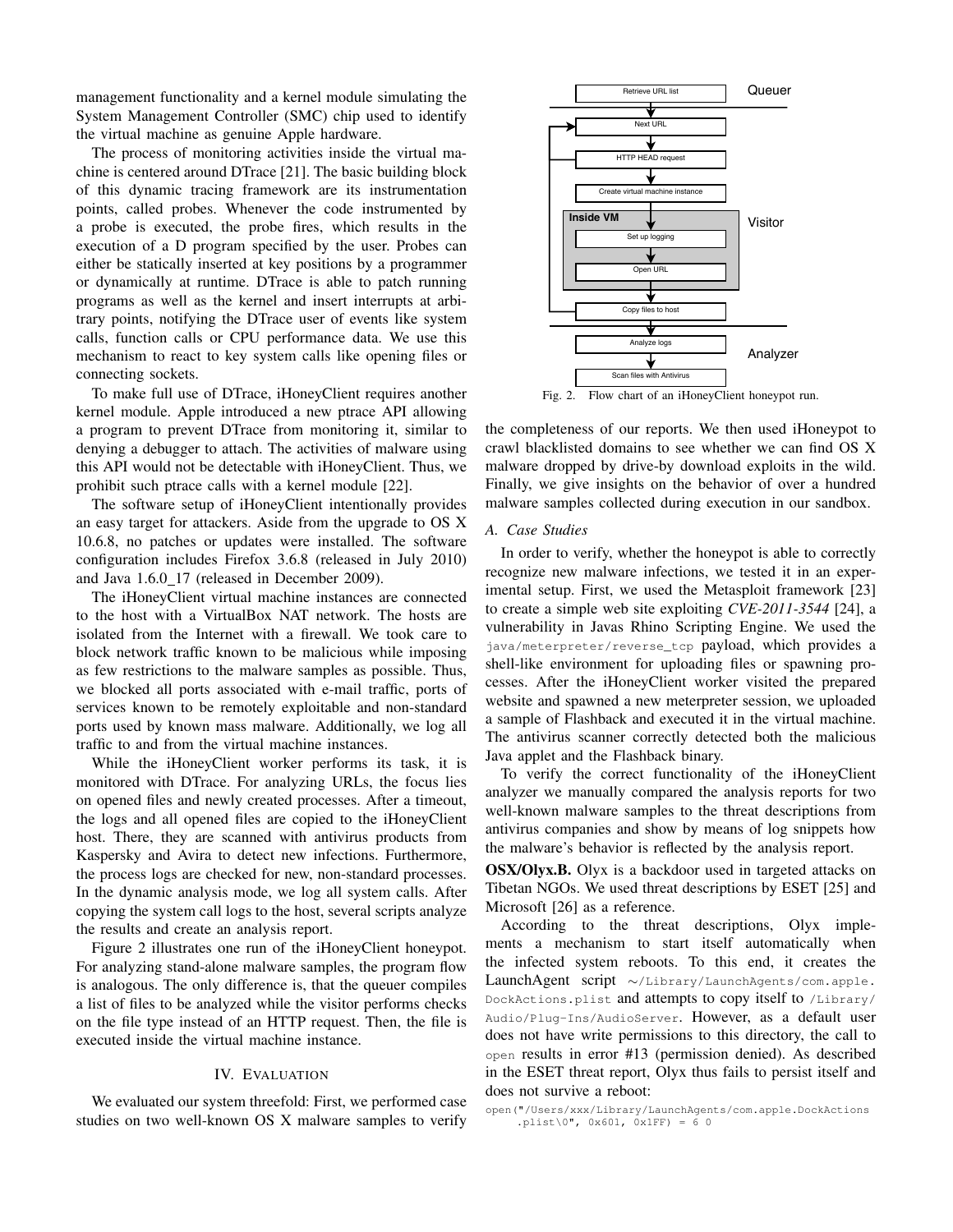management functionality and a kernel module simulating the System Management Controller (SMC) chip used to identify the virtual machine as genuine Apple hardware.

The process of monitoring activities inside the virtual machine is centered around DTrace [21]. The basic building block of this dynamic tracing framework are its instrumentation points, called probes. Whenever the code instrumented by a probe is executed, the probe fires, which results in the execution of a D program specified by the user. Probes can either be statically inserted at key positions by a programmer or dynamically at runtime. DTrace is able to patch running programs as well as the kernel and insert interrupts at arbitrary points, notifying the DTrace user of events like system calls, function calls or CPU performance data. We use this mechanism to react to key system calls like opening files or connecting sockets.

To make full use of DTrace, iHoneyClient requires another kernel module. Apple introduced a new ptrace API allowing a program to prevent DTrace from monitoring it, similar to denying a debugger to attach. The activities of malware using this API would not be detectable with iHoneyClient. Thus, we prohibit such ptrace calls with a kernel module [22].

The software setup of iHoneyClient intentionally provides an easy target for attackers. Aside from the upgrade to OS X 10.6.8, no patches or updates were installed. The software configuration includes Firefox 3.6.8 (released in July 2010) and Java 1.6.0_17 (released in December 2009).

The iHoneyClient virtual machine instances are connected to the host with a VirtualBox NAT network. The hosts are isolated from the Internet with a firewall. We took care to block network traffic known to be malicious while imposing as few restrictions to the malware samples as possible. Thus, we blocked all ports associated with e-mail traffic, ports of services known to be remotely exploitable and non-standard ports used by known mass malware. Additionally, we log all traffic to and from the virtual machine instances.

While the iHoneyClient worker performs its task, it is monitored with DTrace. For analyzing URLs, the focus lies on opened files and newly created processes. After a timeout, the logs and all opened files are copied to the iHoneyClient host. There, they are scanned with antivirus products from Kaspersky and Avira to detect new infections. Furthermore, the process logs are checked for new, non-standard processes. In the dynamic analysis mode, we log all system calls. After copying the system call logs to the host, several scripts analyze the results and create an analysis report.

Figure 2 illustrates one run of the iHoneyClient honeypot. For analyzing stand-alone malware samples, the program flow is analogous. The only difference is, that the queuer compiles a list of files to be analyzed while the visitor performs checks on the file type instead of an HTTP request. Then, the file is executed inside the virtual machine instance.

Queuer: Retrieve URL list → Visitor: Next URL → HTTP HEAD request → Create virtual machine instance → Inside VM: Set up logging → Open URL → Copy files to host → Analyzer: Analyze logs → Scan files with Antivirus

Fig. 2. Flow chart of an iHoneyClient honeypot run.

## IV. Evaluation

We evaluated our system threefold: First, we performed case studies on two well-known OS X malware samples to verify the completeness of our reports. We then used iHoneypot to crawl blacklisted domains to see whether we can find OS X malware dropped by drive-by download exploits in the wild. Finally, we give insights on the behavior of over a hundred malware samples collected during execution in our sandbox.

### A. Case Studies

In order to verify, whether the honeypot is able to correctly recognize new malware infections, we tested it in an experimental setup. First, we used the Metasploit framework [23] to create a simple web site exploiting *CVE-2011-3544* [24], a vulnerability in Javas Rhino Scripting Engine. We used the `java/meterpreter/reverse_tcp` payload, which provides a shell-like environment for uploading files or spawning processes. After the iHoneyClient worker visited the prepared website and spawned a new meterpreter session, we uploaded a sample of Flashback and executed it in the virtual machine. The antivirus scanner correctly detected both the malicious Java applet and the Flashback binary.

To verify the correct functionality of the iHoneyClient analyzer we manually compared the analysis reports for two well-known malware samples to the threat descriptions from antivirus companies and show by means of log snippets how the malware's behavior is reflected by the analysis report.

**OSX/Olyx.B.** Olyx is a backdoor used in targeted attacks on Tibetan NGOs. We used threat descriptions by ESET [25] and Microsoft [26] as a reference.

According to the threat descriptions, Olyx implements a mechanism to start itself automatically when the infected system reboots. To this end, it creates the LaunchAgent script `~/Library/LaunchAgents/com.apple.DockActions.plist` and attempts to copy itself to `/Library/Audio/Plug-Ins/AudioServer`. However, as a default user does not have write permissions to this directory, the call to `open` results in error #13 (permission denied). As described in the ESET threat report, Olyx thus fails to persist itself and does not survive a reboot:

```
open("/Users/xxx/Library/LaunchAgents/com.apple.DockActions
    .plist\0", 0x601, 0x1FF) = 6 0
```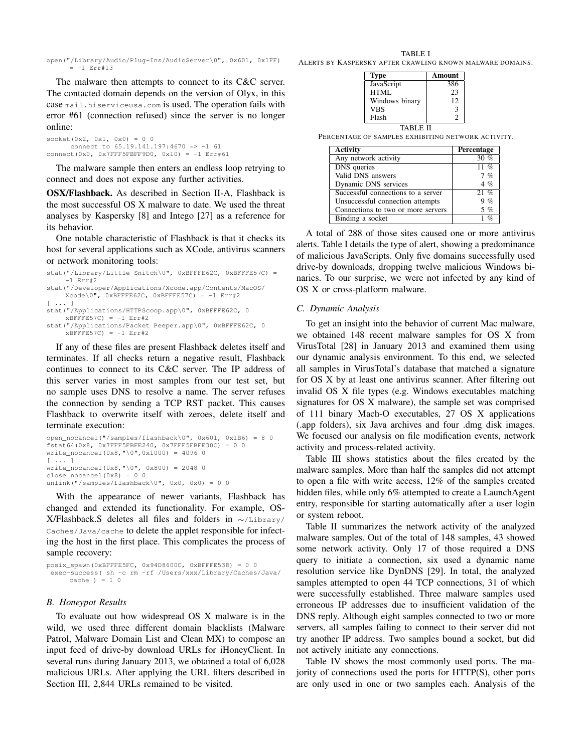```
open("/Library/Audio/Plug-Ins/AudioServer\0", 0x601, 0x1FF)
     = -1 Err#13
```

The malware then attempts to connect to its C&C server. The contacted domain depends on the version of Olyx, in this case `mail.hiserviceusa.com` is used. The operation fails with error #61 (connection refused) since the server is no longer online:

```
socket(0x2, 0x1, 0x0) = 0 0
      connect to 65.19.141.197:4670 => -1 61
connect(0x0, 0x7FFF5FBFF9D0, 0x10) = -1 Err#61
```

The malware sample then enters an endless loop retrying to connect and does not expose any further activities.

**OSX/Flashback.** As described in Section II-A, Flashback is the most successful OS X malware to date. We used the threat analyses by Kaspersky [8] and Intego [27] as a reference for its behavior.

One notable characteristic of Flashback is that it checks its host for several applications such as XCode, antivirus scanners or network monitoring tools:

```
stat("/Library/Little Snitch\0", 0xBFFFE62C, 0xBFFFE57C) =
     -1 Err#2
stat("/Developer/Applications/Xcode.app/Contents/MacOS/
     Xcode\0", 0xBFFFE62C, 0xBFFFE57C) = -1 Err#2
[ ... ]
stat("/Applications/HTTPScoop.app\0", 0xBFFFE62C, 0
     xBFFFE57C) = -1 Err#2
stat("/Applications/Packet Peeper.app\0", 0xBFFFE62C, 0
     xBFFFE57C) = -1 Err#2
```

If any of these files are present Flashback deletes itself and terminates. If all checks return a negative result, Flashback continues to connect to its C&C server. The IP address of this server varies in most samples from our test set, but no sample uses DNS to resolve a name. The server refuses the connection by sending a TCP RST packet. This causes Flashback to overwrite itself with zeroes, delete itself and terminate execution:

```
open_nocancel("/samples/flashback\0", 0x601, 0x1B6) = 8 0
fstat64(0x8, 0x7FFF5FBFE240, 0x7FFF5FBFE30C) = 0 0
write_nocancel(0x8,"\0",0x1000) = 4096 0
[ ... ]
write_nocancel(0x8,"\0", 0x800) = 2048 0
close_nocancel(0x8) = 0 0
unlink("/samples/flashback\0", 0x0, 0x0) = 0 0
```

With the appearance of newer variants, Flashback has changed and extended its functionality. For example, OSX/Flashback.S deletes all files and folders in `~/Library/Caches/Java/cache` to delete the applet responsible for infecting the host in the first place. This complicates the process of sample recovery:

```
posix_spawn(0xBFFFE5FC, 0x94D8600C, 0xBFFFE538) = 0 0
 exec-success( sh -c rm -rf /Users/xxx/Library/Caches/Java/
     cache ) = 1 0
```

### B. Honeypot Results

To evaluate out how widespread OS X malware is in the wild, we used three different domain blacklists (Malware Patrol, Malware Domain List and Clean MX) to compose an input feed of drive-by download URLs for iHoneyClient. In several runs during January 2013, we obtained a total of 6,028 malicious URLs. After applying the URL filters described in Section III, 2,844 URLs remained to be visited.

TABLE I
ALERTS BY KASPERSKY AFTER CRAWLING KNOWN MALWARE DOMAINS.

| Type | Amount |
|---|---|
| JavaScript | 386 |
| HTML | 23 |
| Windows binary | 12 |
| VBS | 3 |
| Flash | 2 |

TABLE II
PERCENTAGE OF SAMPLES EXHIBITING NETWORK ACTIVITY.

| Activity | Percentage |
|---|---|
| Any network activity | 30 % |
| DNS queries | 11 % |
| Valid DNS answers | 7 % |
| Dynamic DNS services | 4 % |
| Successful connections to a server | 21 % |
| Unsuccessful connection attempts | 9 % |
| Connections to two or more servers | 5 % |
| Binding a socket | 1 % |

A total of 288 of those sites caused one or more antivirus alerts. Table I details the type of alert, showing a predominance of malicious JavaScripts. Only five domains successfully used drive-by downloads, dropping twelve malicious Windows binaries. To our surprise, we were not infected by any kind of OS X or cross-platform malware.

### C. Dynamic Analysis

To get an insight into the behavior of current Mac malware, we obtained 148 recent malware samples for OS X from VirusTotal [28] in January 2013 and examined them using our dynamic analysis environment. To this end, we selected all samples in VirusTotal's database that matched a signature for OS X by at least one antivirus scanner. After filtering out invalid OS X file types (e.g. Windows executables matching signatures for OS X malware), the sample set was comprised of 111 binary Mach-O executables, 27 OS X applications (.app folders), six Java archives and four .dmg disk images. We focused our analysis on file modification events, network activity and process-related activity.

Table III shows statistics about the files created by the malware samples. More than half the samples did not attempt to open a file with write access, 12% of the samples created hidden files, while only 6% attempted to create a LaunchAgent entry, responsible for starting automatically after a user login or system reboot.

Table II summarizes the network activity of the analyzed malware samples. Out of the total of 148 samples, 43 showed some network activity. Only 17 of those required a DNS query to initiate a connection, six used a dynamic name resolution service like DynDNS [29]. In total, the analyzed samples attempted to open 44 TCP connections, 31 of which were successfully established. Three malware samples used erroneous IP addresses due to insufficient validation of the DNS reply. Although eight samples connected to two or more servers, all samples failing to connect to their server did not try another IP address. Two samples bound a socket, but did not actively initiate any connections.

Table IV shows the most commonly used ports. The majority of connections used the ports for HTTP(S), other ports are only used in one or two samples each. Analysis of the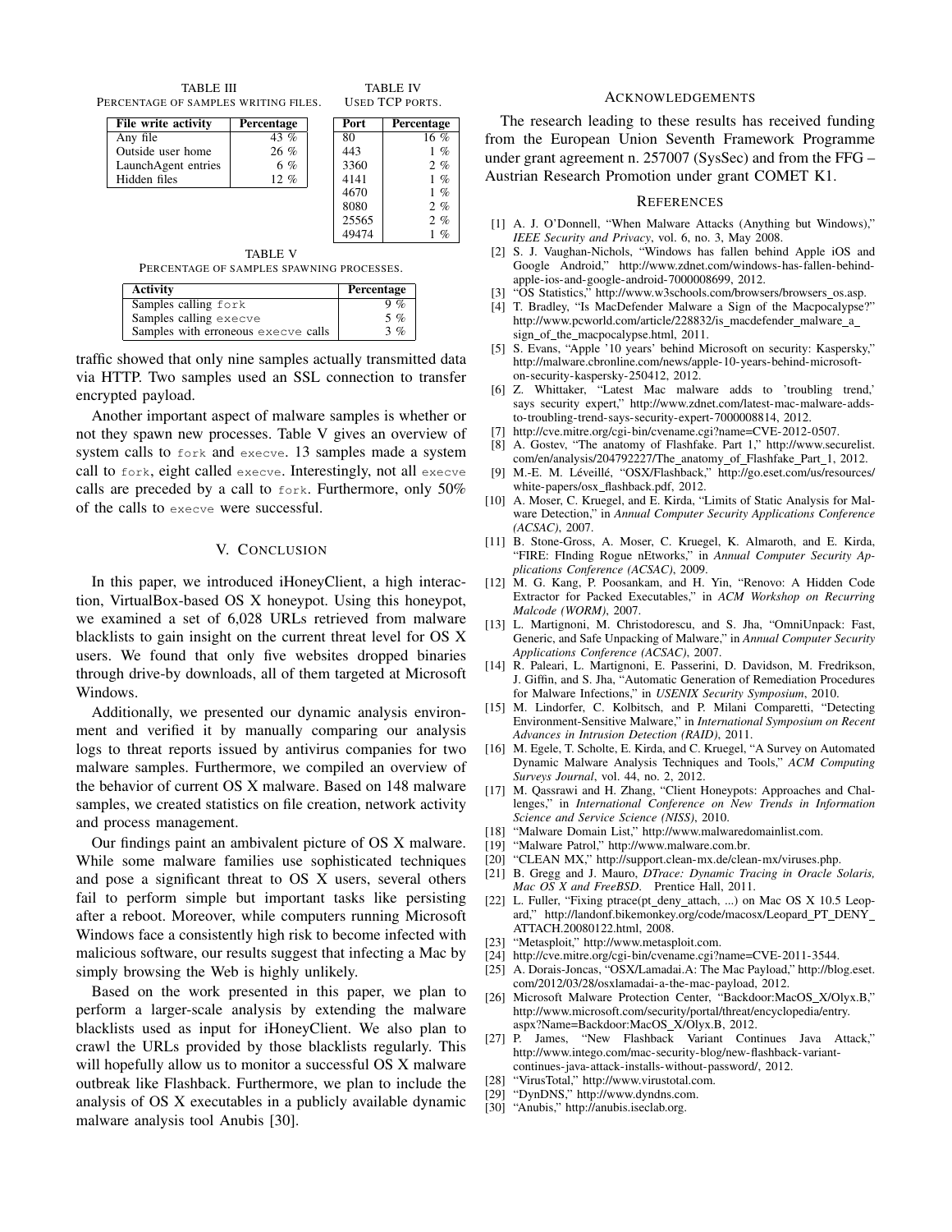TABLE III
PERCENTAGE OF SAMPLES WRITING FILES.

| File write activity | Percentage |
|---|---|
| Any file | 43 % |
| Outside user home | 26 % |
| LaunchAgent entries | 6 % |
| Hidden files | 12 % |

TABLE IV
USED TCP PORTS.

| Port | Percentage |
|---|---|
| 80 | 16 % |
| 443 | 1 % |
| 3360 | 2 % |
| 4141 | 1 % |
| 4670 | 1 % |
| 8080 | 2 % |
| 25565 | 2 % |
| 49474 | 1 % |

TABLE V
PERCENTAGE OF SAMPLES SPAWNING PROCESSES.

| Activity | Percentage |
|---|---|
| Samples calling `fork` | 9 % |
| Samples calling `execve` | 5 % |
| Samples with erroneous `execve` calls | 3 % |

traffic showed that only nine samples actually transmitted data via HTTP. Two samples used an SSL connection to transfer encrypted payload.

Another important aspect of malware samples is whether or not they spawn new processes. Table V gives an overview of system calls to `fork` and `execve`. 13 samples made a system call to `fork`, eight called `execve`. Interestingly, not all `execve` calls are preceded by a call to `fork`. Furthermore, only 50% of the calls to `execve` were successful.

## V. CONCLUSION

In this paper, we introduced iHoneyClient, a high interaction, VirtualBox-based OS X honeypot. Using this honeypot, we examined a set of 6,028 URLs retrieved from malware blacklists to gain insight on the current threat level for OS X users. We found that only five websites dropped binaries through drive-by downloads, all of them targeted at Microsoft Windows.

Additionally, we presented our dynamic analysis environment and verified it by manually comparing our analysis logs to threat reports issued by antivirus companies for two malware samples. Furthermore, we compiled an overview of the behavior of current OS X malware. Based on 148 malware samples, we created statistics on file creation, network activity and process management.

Our findings paint an ambivalent picture of OS X malware. While some malware families use sophisticated techniques and pose a significant threat to OS X users, several others fail to perform simple but important tasks like persisting after a reboot. Moreover, while computers running Microsoft Windows face a consistently high risk to become infected with malicious software, our results suggest that infecting a Mac by simply browsing the Web is highly unlikely.

Based on the work presented in this paper, we plan to perform a larger-scale analysis by extending the malware blacklists used as input for iHoneyClient. We also plan to crawl the URLs provided by those blacklists regularly. This will hopefully allow us to monitor a successful OS X malware outbreak like Flashback. Furthermore, we plan to include the analysis of OS X executables in a publicly available dynamic malware analysis tool Anubis [30].

## ACKNOWLEDGEMENTS

The research leading to these results has received funding from the European Union Seventh Framework Programme under grant agreement n. 257007 (SysSec) and from the FFG – Austrian Research Promotion under grant COMET K1.

## REFERENCES

[1] A. J. O'Donnell, "When Malware Attacks (Anything but Windows)," *IEEE Security and Privacy*, vol. 6, no. 3, May 2008.

[2] S. J. Vaughan-Nichols, "Windows has fallen behind Apple iOS and Google Android," http://www.zdnet.com/windows-has-fallen-behind-apple-ios-and-google-android-7000008699, 2012.

[3] "OS Statistics," http://www.w3schools.com/browsers/browsers_os.asp.

[4] T. Bradley, "Is MacDefender Malware a Sign of the Macpocalypse?" http://www.pcworld.com/article/228832/is_macdefender_malware_a_sign_of_the_macpocalypse.html, 2011.

[5] S. Evans, "Apple '10 years' behind Microsoft on security: Kaspersky," http://malware.cbronline.com/news/apple-10-years-behind-microsoft-on-security-kaspersky-250412, 2012.

[6] Z. Whittaker, "Latest Mac malware adds to 'troubling trend,' says security expert," http://www.zdnet.com/latest-mac-malware-adds-to-troubling-trend-says-security-expert-7000008814, 2012.

[7] http://cve.mitre.org/cgi-bin/cvename.cgi?name=CVE-2012-0507.

[8] A. Gostev, "The anatomy of Flashfake. Part 1," http://www.securelist.com/en/analysis/204792227/The_anatomy_of_Flashfake_Part_1, 2012.

[9] M.-E. M. Léveillé, "OSX/Flashback," http://go.eset.com/us/resources/white-papers/osx_flashback.pdf, 2012.

[10] A. Moser, C. Kruegel, and E. Kirda, "Limits of Static Analysis for Malware Detection," in *Annual Computer Security Applications Conference (ACSAC)*, 2007.

[11] B. Stone-Gross, A. Moser, C. Kruegel, K. Almaroth, and E. Kirda, "FIRE: FInding Rogue nEtworks," in *Annual Computer Security Applications Conference (ACSAC)*, 2009.

[12] M. G. Kang, P. Poosankam, and H. Yin, "Renovo: A Hidden Code Extractor for Packed Executables," in *ACM Workshop on Recurring Malcode (WORM)*, 2007.

[13] L. Martignoni, M. Christodorescu, and S. Jha, "OmniUnpack: Fast, Generic, and Safe Unpacking of Malware," in *Annual Computer Security Applications Conference (ACSAC)*, 2007.

[14] R. Paleari, L. Martignoni, E. Passerini, D. Davidson, M. Fredrikson, J. Giffin, and S. Jha, "Automatic Generation of Remediation Procedures for Malware Infections," in *USENIX Security Symposium*, 2010.

[15] M. Lindorfer, C. Kolbitsch, and P. Milani Comparetti, "Detecting Environment-Sensitive Malware," in *International Symposium on Recent Advances in Intrusion Detection (RAID)*, 2011.

[16] M. Egele, T. Scholte, E. Kirda, and C. Kruegel, "A Survey on Automated Dynamic Malware Analysis Techniques and Tools," *ACM Computing Surveys Journal*, vol. 44, no. 2, 2012.

[17] M. Qassrawi and H. Zhang, "Client Honeypots: Approaches and Challenges," in *International Conference on New Trends in Information Science and Service Science (NISS)*, 2010.

[18] "Malware Domain List," http://www.malwaredomainlist.com.

[19] "Malware Patrol," http://www.malware.com.br.

[20] "CLEAN MX," http://support.clean-mx.de/clean-mx/viruses.php.

[21] B. Gregg and J. Mauro, *DTrace: Dynamic Tracing in Oracle Solaris, Mac OS X and FreeBSD*. Prentice Hall, 2011.

[22] L. Fuller, "Fixing ptrace(pt_deny_attach, ...) on Mac OS X 10.5 Leopard," http://landonf.bikemonkey.org/code/macosx/Leopard_PT_DENY_ATTACH.20080122.html, 2008.

[23] "Metasploit," http://www.metasploit.com.

[24] http://cve.mitre.org/cgi-bin/cvename.cgi?name=CVE-2011-3544.

[25] A. Dorais-Joncas, "OSX/Lamadai.A: The Mac Payload," http://blog.eset.com/2012/03/28/osxlamadai-a-the-mac-payload, 2012.

[26] Microsoft Malware Protection Center, "Backdoor:MacOS_X/Olyx.B," http://www.microsoft.com/security/portal/threat/encyclopedia/entry.aspx?Name=Backdoor:MacOS_X/Olyx.B, 2012.

[27] P. James, "New Flashback Variant Continues Java Attack," http://www.intego.com/mac-security-blog/new-flashback-variant-continues-java-attack-installs-without-password/, 2012.

[28] "VirusTotal," http://www.virustotal.com.

[29] "DynDNS," http://www.dyndns.com.

[30] "Anubis," http://anubis.iseclab.org.